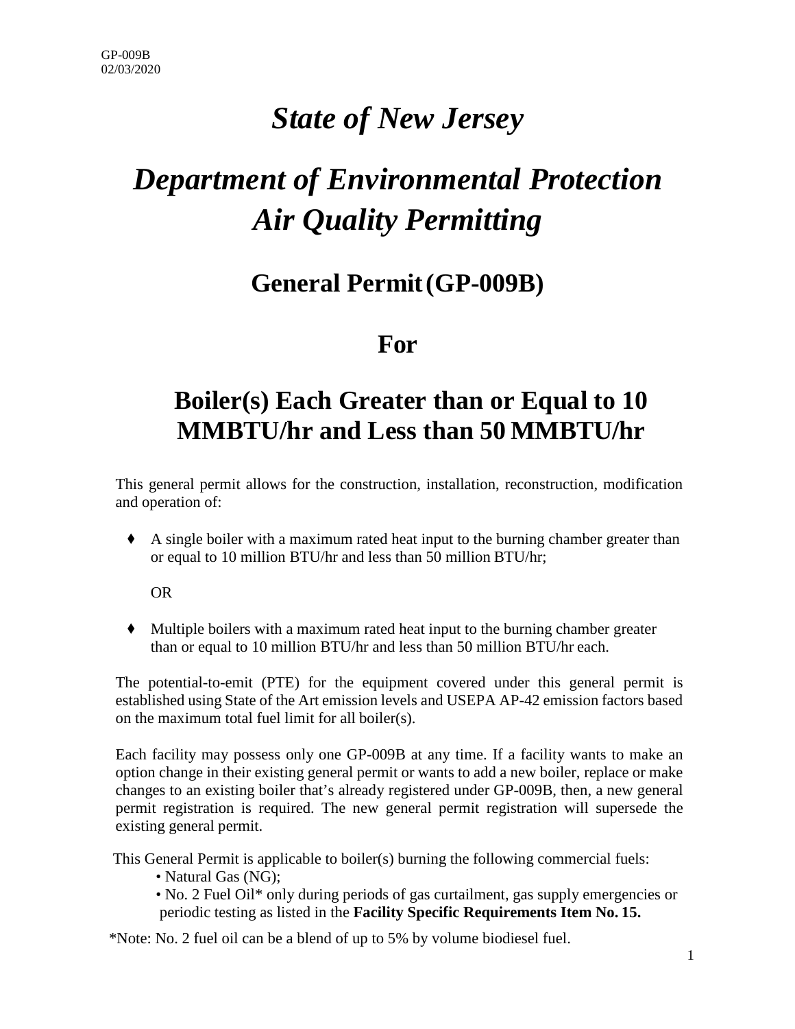# *State of New Jersey*

# *Department of Environmental Protection Air Quality Permitting*

## General Permit (GP-009B)

## For

## Boiler(s) Each Greater than or Equal to 10 MMBTU/hr and Less than 50 MMBTU/hr

This general permit allows for the construction, installation, reconstruction, modification and operation of:

- ♦ A single boiler with a maximum rated heat input to the burning chamber greater than or equal to 10 million BTU/hr and less than 50 million BTU/hr;

  OR

- ♦ Multiple boilers with a maximum rated heat input to the burning chamber greater than or equal to 10 million BTU/hr and less than 50 million BTU/hr each.

The potential-to-emit (PTE) for the equipment covered under this general permit is established using State of the Art emission levels and USEPA AP-42 emission factors based on the maximum total fuel limit for all boiler(s).

Each facility may possess only one GP-009B at any time. If a facility wants to make an option change in their existing general permit or wants to add a new boiler, replace or make changes to an existing boiler that's already registered under GP-009B, then, a new general permit registration is required. The new general permit registration will supersede the existing general permit.

This General Permit is applicable to boiler(s) burning the following commercial fuels:

- Natural Gas (NG);
- No. 2 Fuel Oil* only during periods of gas curtailment, gas supply emergencies or periodic testing as listed in the **Facility Specific Requirements Item No. 15.**

*Note: No. 2 fuel oil can be a blend of up to 5% by volume biodiesel fuel.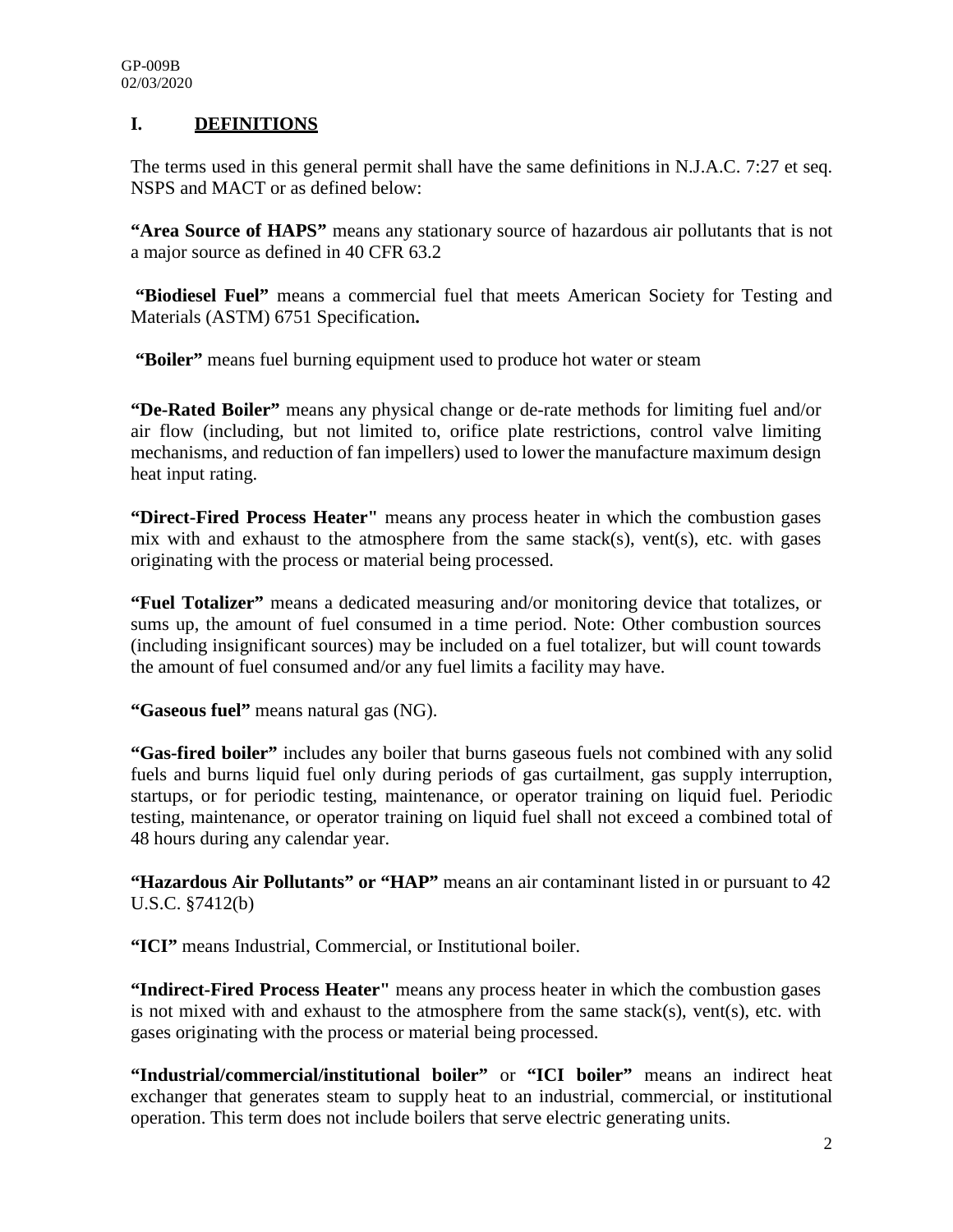## I. DEFINITIONS

The terms used in this general permit shall have the same definitions in N.J.A.C. 7:27 et seq. NSPS and MACT or as defined below:

**"Area Source of HAPS"** means any stationary source of hazardous air pollutants that is not a major source as defined in 40 CFR 63.2

**"Biodiesel Fuel"** means a commercial fuel that meets American Society for Testing and Materials (ASTM) 6751 Specification**.**

**"Boiler"** means fuel burning equipment used to produce hot water or steam

**"De-Rated Boiler"** means any physical change or de-rate methods for limiting fuel and/or air flow (including, but not limited to, orifice plate restrictions, control valve limiting mechanisms, and reduction of fan impellers) used to lower the manufacture maximum design heat input rating.

**"Direct-Fired Process Heater"** means any process heater in which the combustion gases mix with and exhaust to the atmosphere from the same stack(s), vent(s), etc. with gases originating with the process or material being processed.

**"Fuel Totalizer"** means a dedicated measuring and/or monitoring device that totalizes, or sums up, the amount of fuel consumed in a time period. Note: Other combustion sources (including insignificant sources) may be included on a fuel totalizer, but will count towards the amount of fuel consumed and/or any fuel limits a facility may have.

**"Gaseous fuel"** means natural gas (NG).

**"Gas-fired boiler"** includes any boiler that burns gaseous fuels not combined with any solid fuels and burns liquid fuel only during periods of gas curtailment, gas supply interruption, startups, or for periodic testing, maintenance, or operator training on liquid fuel. Periodic testing, maintenance, or operator training on liquid fuel shall not exceed a combined total of 48 hours during any calendar year.

**"Hazardous Air Pollutants" or "HAP"** means an air contaminant listed in or pursuant to 42 U.S.C. §7412(b)

**"ICI"** means Industrial, Commercial, or Institutional boiler.

**"Indirect-Fired Process Heater"** means any process heater in which the combustion gases is not mixed with and exhaust to the atmosphere from the same stack(s), vent(s), etc. with gases originating with the process or material being processed.

**"Industrial/commercial/institutional boiler"** or **"ICI boiler"** means an indirect heat exchanger that generates steam to supply heat to an industrial, commercial, or institutional operation. This term does not include boilers that serve electric generating units.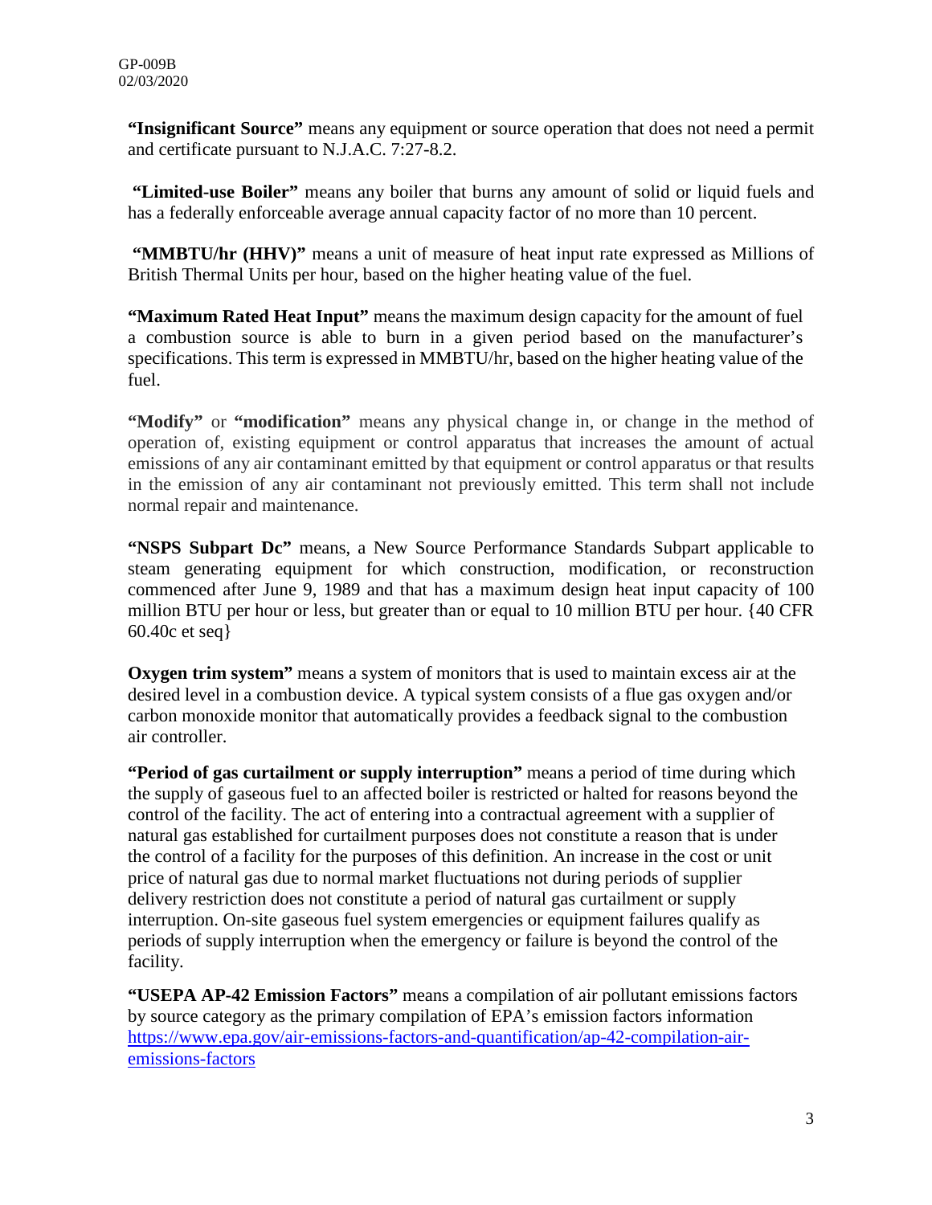**"Insignificant Source"** means any equipment or source operation that does not need a permit and certificate pursuant to N.J.A.C. 7:27-8.2.

**"Limited-use Boiler"** means any boiler that burns any amount of solid or liquid fuels and has a federally enforceable average annual capacity factor of no more than 10 percent.

**"MMBTU/hr (HHV)"** means a unit of measure of heat input rate expressed as Millions of British Thermal Units per hour, based on the higher heating value of the fuel.

**"Maximum Rated Heat Input"** means the maximum design capacity for the amount of fuel a combustion source is able to burn in a given period based on the manufacturer's specifications. This term is expressed in MMBTU/hr, based on the higher heating value of the fuel.

**"Modify"** or **"modification"** means any physical change in, or change in the method of operation of, existing equipment or control apparatus that increases the amount of actual emissions of any air contaminant emitted by that equipment or control apparatus or that results in the emission of any air contaminant not previously emitted. This term shall not include normal repair and maintenance.

**"NSPS Subpart Dc"** means, a New Source Performance Standards Subpart applicable to steam generating equipment for which construction, modification, or reconstruction commenced after June 9, 1989 and that has a maximum design heat input capacity of 100 million BTU per hour or less, but greater than or equal to 10 million BTU per hour. {40 CFR 60.40c et seq}

**Oxygen trim system"** means a system of monitors that is used to maintain excess air at the desired level in a combustion device. A typical system consists of a flue gas oxygen and/or carbon monoxide monitor that automatically provides a feedback signal to the combustion air controller.

**"Period of gas curtailment or supply interruption"** means a period of time during which the supply of gaseous fuel to an affected boiler is restricted or halted for reasons beyond the control of the facility. The act of entering into a contractual agreement with a supplier of natural gas established for curtailment purposes does not constitute a reason that is under the control of a facility for the purposes of this definition. An increase in the cost or unit price of natural gas due to normal market fluctuations not during periods of supplier delivery restriction does not constitute a period of natural gas curtailment or supply interruption. On-site gaseous fuel system emergencies or equipment failures qualify as periods of supply interruption when the emergency or failure is beyond the control of the facility.

**"USEPA AP-42 Emission Factors"** means a compilation of air pollutant emissions factors by source category as the primary compilation of EPA's emission factors information https://www.epa.gov/air-emissions-factors-and-quantification/ap-42-compilation-air-emissions-factors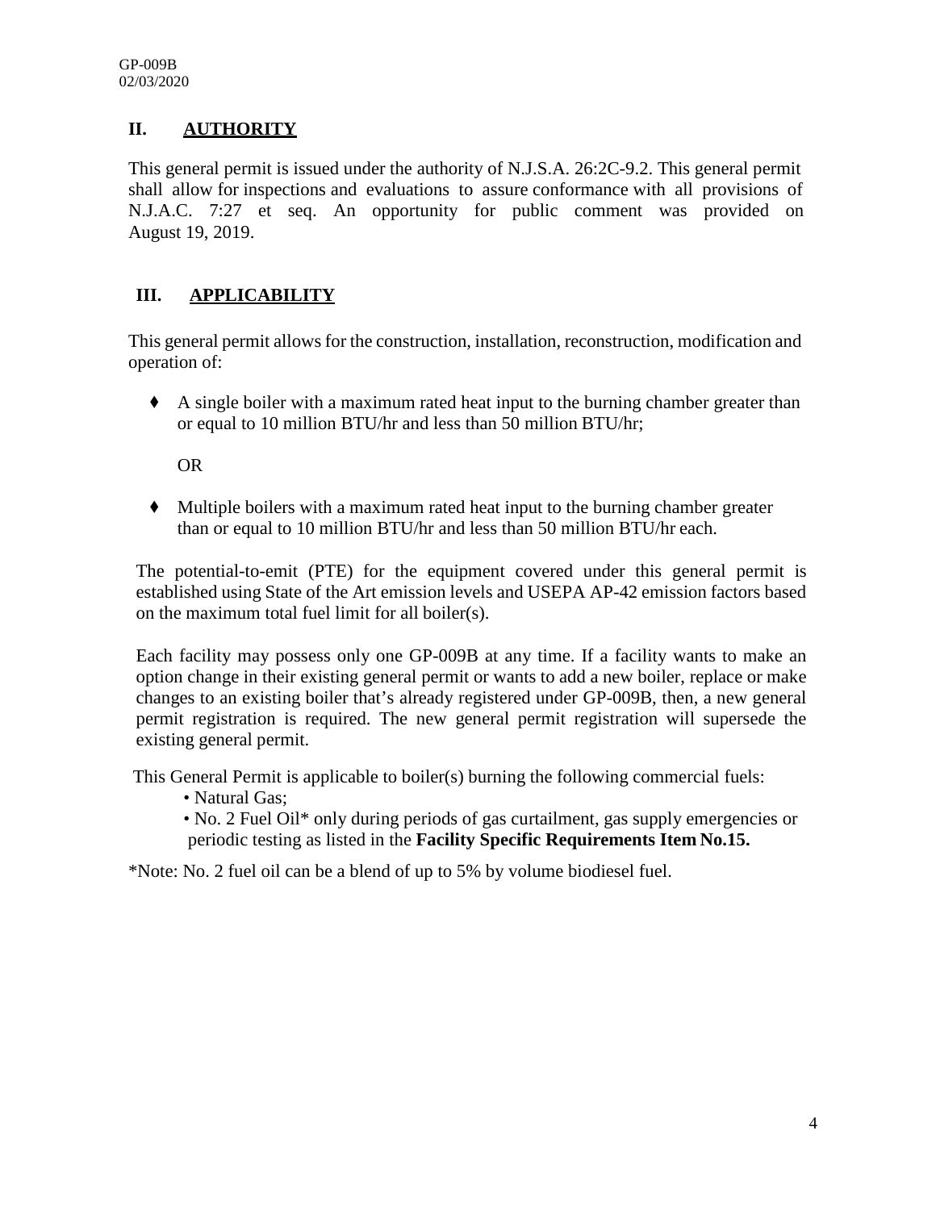## II. AUTHORITY

This general permit is issued under the authority of N.J.S.A. 26:2C-9.2. This general permit shall allow for inspections and evaluations to assure conformance with all provisions of N.J.A.C. 7:27 et seq. An opportunity for public comment was provided on August 19, 2019.

## III. APPLICABILITY

This general permit allows for the construction, installation, reconstruction, modification and operation of:

- A single boiler with a maximum rated heat input to the burning chamber greater than or equal to 10 million BTU/hr and less than 50 million BTU/hr;

  OR

- Multiple boilers with a maximum rated heat input to the burning chamber greater than or equal to 10 million BTU/hr and less than 50 million BTU/hr each.

The potential-to-emit (PTE) for the equipment covered under this general permit is established using State of the Art emission levels and USEPA AP-42 emission factors based on the maximum total fuel limit for all boiler(s).

Each facility may possess only one GP-009B at any time. If a facility wants to make an option change in their existing general permit or wants to add a new boiler, replace or make changes to an existing boiler that's already registered under GP-009B, then, a new general permit registration is required. The new general permit registration will supersede the existing general permit.

This General Permit is applicable to boiler(s) burning the following commercial fuels:

- Natural Gas;
- No. 2 Fuel Oil* only during periods of gas curtailment, gas supply emergencies or periodic testing as listed in the **Facility Specific Requirements Item No.15.**

*Note: No. 2 fuel oil can be a blend of up to 5% by volume biodiesel fuel.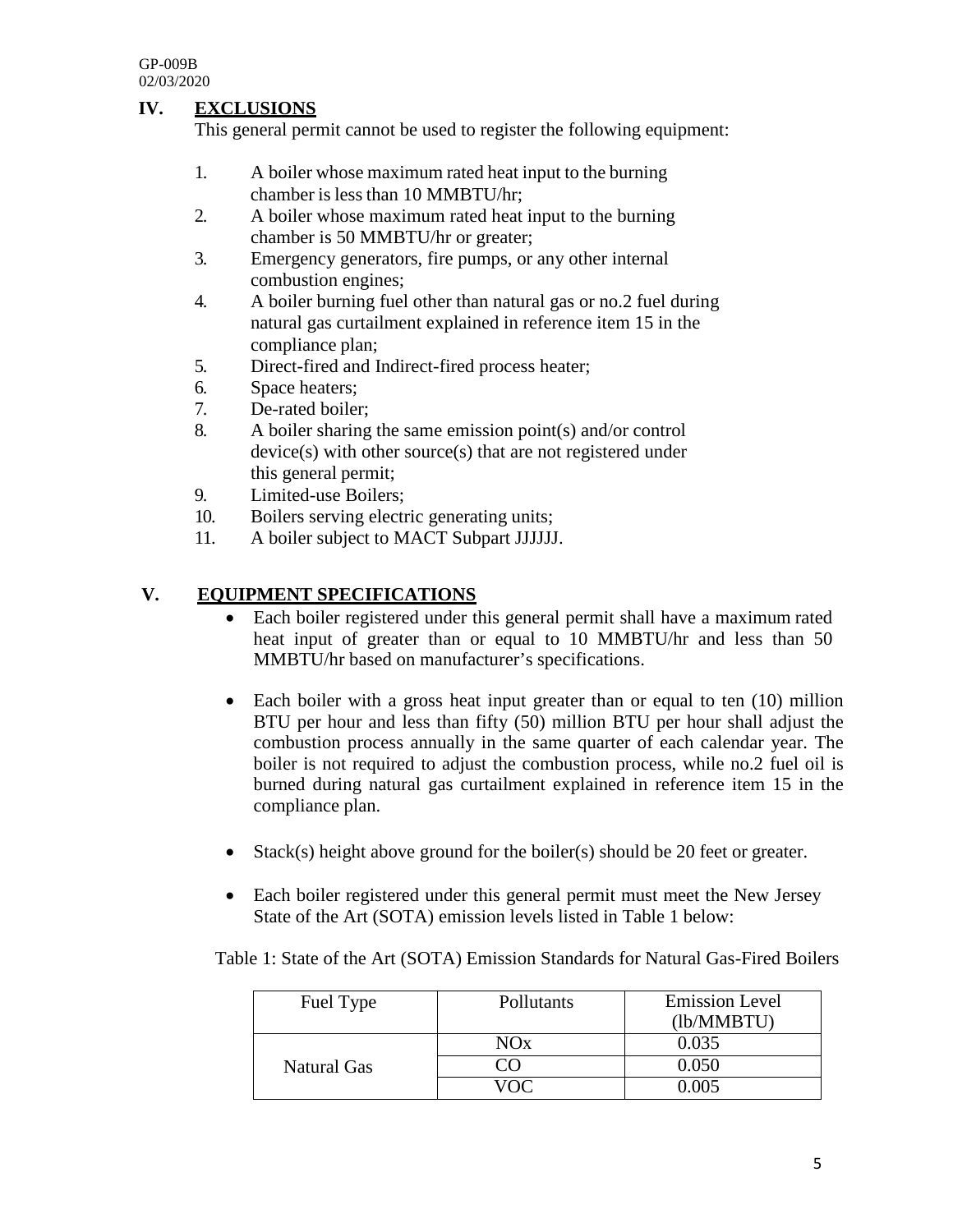## IV. EXCLUSIONS

This general permit cannot be used to register the following equipment:

1. A boiler whose maximum rated heat input to the burning chamber is less than 10 MMBTU/hr;
2. A boiler whose maximum rated heat input to the burning chamber is 50 MMBTU/hr or greater;
3. Emergency generators, fire pumps, or any other internal combustion engines;
4. A boiler burning fuel other than natural gas or no.2 fuel during natural gas curtailment explained in reference item 15 in the compliance plan;
5. Direct-fired and Indirect-fired process heater;
6. Space heaters;
7. De-rated boiler;
8. A boiler sharing the same emission point(s) and/or control device(s) with other source(s) that are not registered under this general permit;
9. Limited-use Boilers;
10. Boilers serving electric generating units;
11. A boiler subject to MACT Subpart JJJJJJ.

## V. EQUIPMENT SPECIFICATIONS

- Each boiler registered under this general permit shall have a maximum rated heat input of greater than or equal to 10 MMBTU/hr and less than 50 MMBTU/hr based on manufacturer's specifications.
- Each boiler with a gross heat input greater than or equal to ten (10) million BTU per hour and less than fifty (50) million BTU per hour shall adjust the combustion process annually in the same quarter of each calendar year. The boiler is not required to adjust the combustion process, while no.2 fuel oil is burned during natural gas curtailment explained in reference item 15 in the compliance plan.
- Stack(s) height above ground for the boiler(s) should be 20 feet or greater.
- Each boiler registered under this general permit must meet the New Jersey State of the Art (SOTA) emission levels listed in Table 1 below:

Table 1: State of the Art (SOTA) Emission Standards for Natural Gas-Fired Boilers

| Fuel Type | Pollutants | Emission Level (lb/MMBTU) |
|---|---|---|
| Natural Gas | NOx | 0.035 |
| | CO | 0.050 |
| | VOC | 0.005 |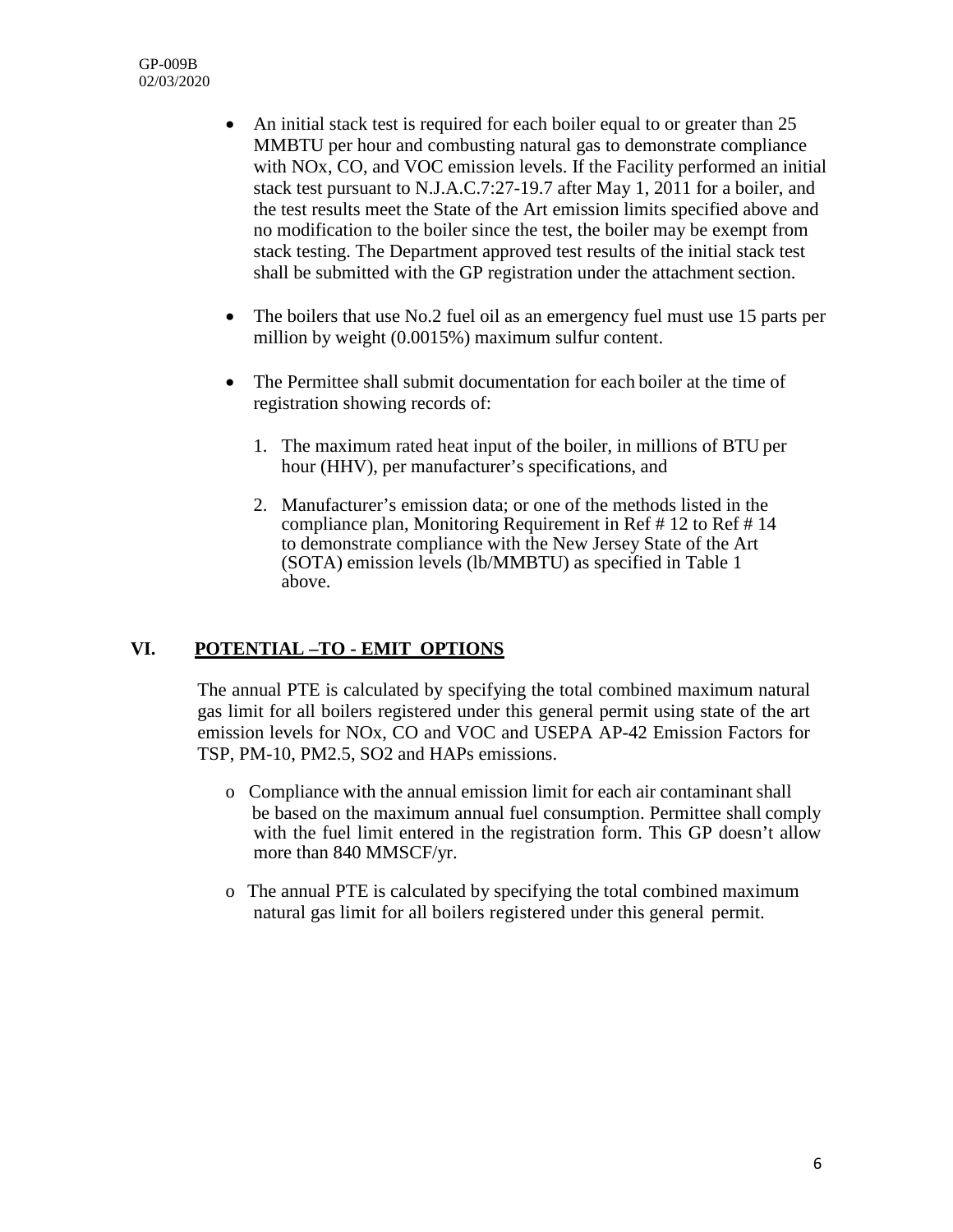- An initial stack test is required for each boiler equal to or greater than 25 MMBTU per hour and combusting natural gas to demonstrate compliance with NOx, CO, and VOC emission levels. If the Facility performed an initial stack test pursuant to N.J.A.C.7:27-19.7 after May 1, 2011 for a boiler, and the test results meet the State of the Art emission limits specified above and no modification to the boiler since the test, the boiler may be exempt from stack testing. The Department approved test results of the initial stack test shall be submitted with the GP registration under the attachment section.

- The boilers that use No.2 fuel oil as an emergency fuel must use 15 parts per million by weight (0.0015%) maximum sulfur content.

- The Permittee shall submit documentation for each boiler at the time of registration showing records of:

  1. The maximum rated heat input of the boiler, in millions of BTU per hour (HHV), per manufacturer's specifications, and

  2. Manufacturer's emission data; or one of the methods listed in the compliance plan, Monitoring Requirement in Ref # 12 to Ref # 14 to demonstrate compliance with the New Jersey State of the Art (SOTA) emission levels (lb/MMBTU) as specified in Table 1 above.

## VI. POTENTIAL –TO - EMIT OPTIONS

The annual PTE is calculated by specifying the total combined maximum natural gas limit for all boilers registered under this general permit using state of the art emission levels for NOx, CO and VOC and USEPA AP-42 Emission Factors for TSP, PM-10, PM2.5, SO2 and HAPs emissions.

- Compliance with the annual emission limit for each air contaminant shall be based on the maximum annual fuel consumption. Permittee shall comply with the fuel limit entered in the registration form. This GP doesn't allow more than 840 MMSCF/yr.

- The annual PTE is calculated by specifying the total combined maximum natural gas limit for all boilers registered under this general permit.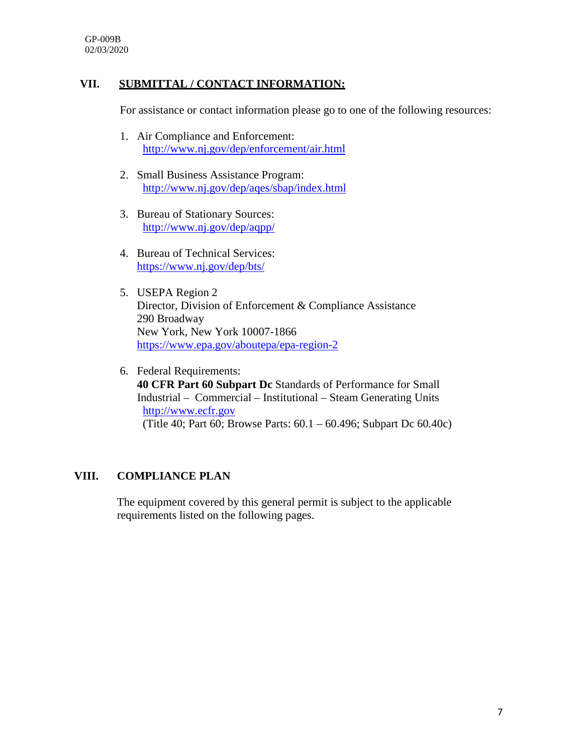## VII. SUBMITTAL / CONTACT INFORMATION:

For assistance or contact information please go to one of the following resources:

1. Air Compliance and Enforcement:
   http://www.nj.gov/dep/enforcement/air.html

2. Small Business Assistance Program:
   http://www.nj.gov/dep/aqes/sbap/index.html

3. Bureau of Stationary Sources:
   http://www.nj.gov/dep/aqpp/

4. Bureau of Technical Services:
   https://www.nj.gov/dep/bts/

5. USEPA Region 2
   Director, Division of Enforcement & Compliance Assistance
   290 Broadway
   New York, New York 10007-1866
   https://www.epa.gov/aboutepa/epa-region-2

6. Federal Requirements:
   **40 CFR Part 60 Subpart Dc** Standards of Performance for Small Industrial – Commercial – Institutional – Steam Generating Units
   http://www.ecfr.gov
   (Title 40; Part 60; Browse Parts: 60.1 – 60.496; Subpart Dc 60.40c)

## VIII. COMPLIANCE PLAN

The equipment covered by this general permit is subject to the applicable requirements listed on the following pages.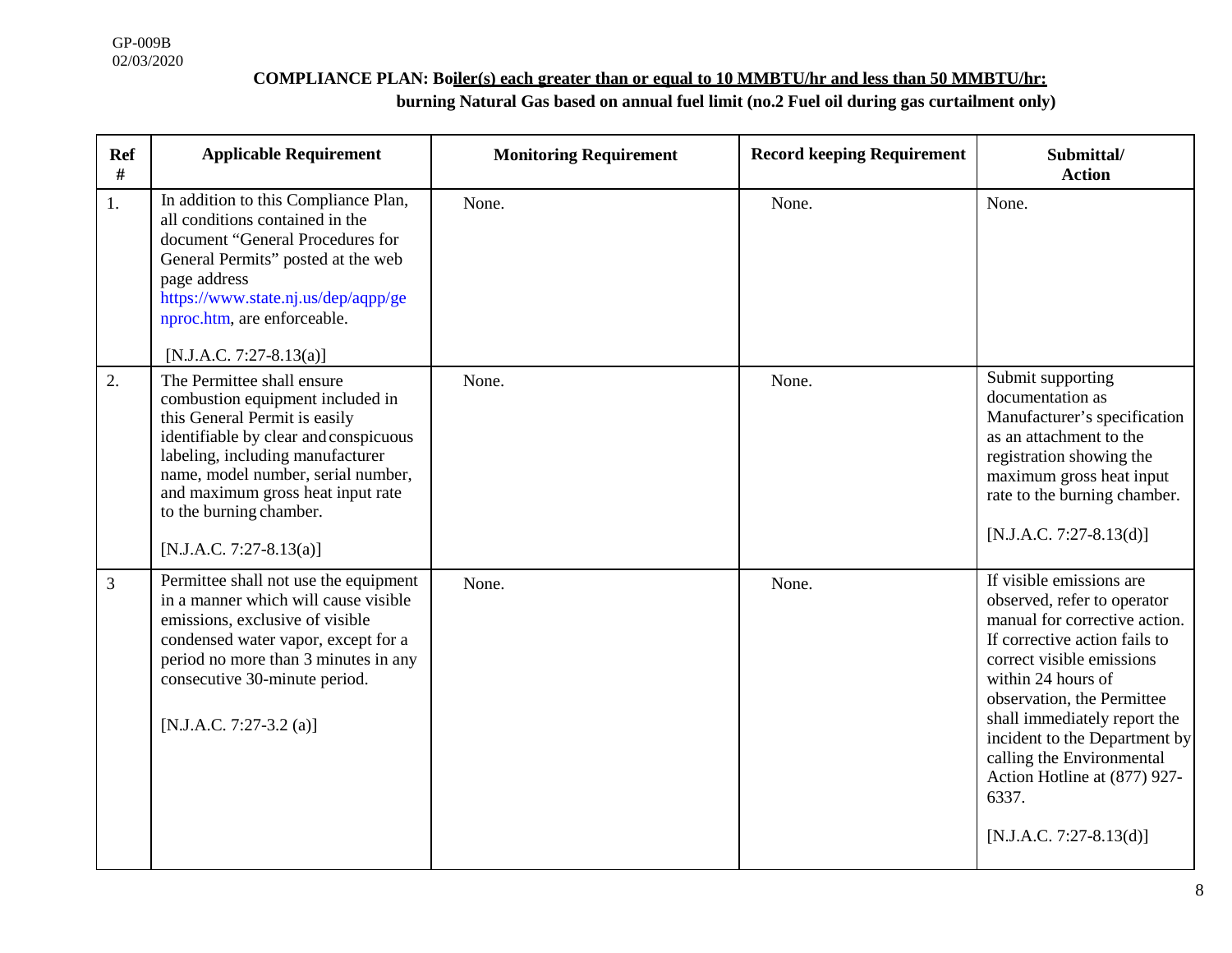GP-009B
02/03/2020

**COMPLIANCE PLAN: Boiler(s) each greater than or equal to 10 MMBTU/hr and less than 50 MMBTU/hr: burning Natural Gas based on annual fuel limit (no.2 Fuel oil during gas curtailment only)**

| Ref # | Applicable Requirement | Monitoring Requirement | Record keeping Requirement | Submittal/ Action |
|---|---|---|---|---|
| 1. | In addition to this Compliance Plan, all conditions contained in the document "General Procedures for General Permits" posted at the web page address https://www.state.nj.us/dep/aqpp/genproc.htm, are enforceable.<br><br>[N.J.A.C. 7:27-8.13(a)] | None. | None. | None. |
| 2. | The Permittee shall ensure combustion equipment included in this General Permit is easily identifiable by clear and conspicuous labeling, including manufacturer name, model number, serial number, and maximum gross heat input rate to the burning chamber.<br><br>[N.J.A.C. 7:27-8.13(a)] | None. | None. | Submit supporting documentation as Manufacturer's specification as an attachment to the registration showing the maximum gross heat input rate to the burning chamber.<br><br>[N.J.A.C. 7:27-8.13(d)] |
| 3 | Permittee shall not use the equipment in a manner which will cause visible emissions, exclusive of visible condensed water vapor, except for a period no more than 3 minutes in any consecutive 30-minute period.<br><br>[N.J.A.C. 7:27-3.2 (a)] | None. | None. | If visible emissions are observed, refer to operator manual for corrective action. If corrective action fails to correct visible emissions within 24 hours of observation, the Permittee shall immediately report the incident to the Department by calling the Environmental Action Hotline at (877) 927-6337.<br><br>[N.J.A.C. 7:27-8.13(d)] |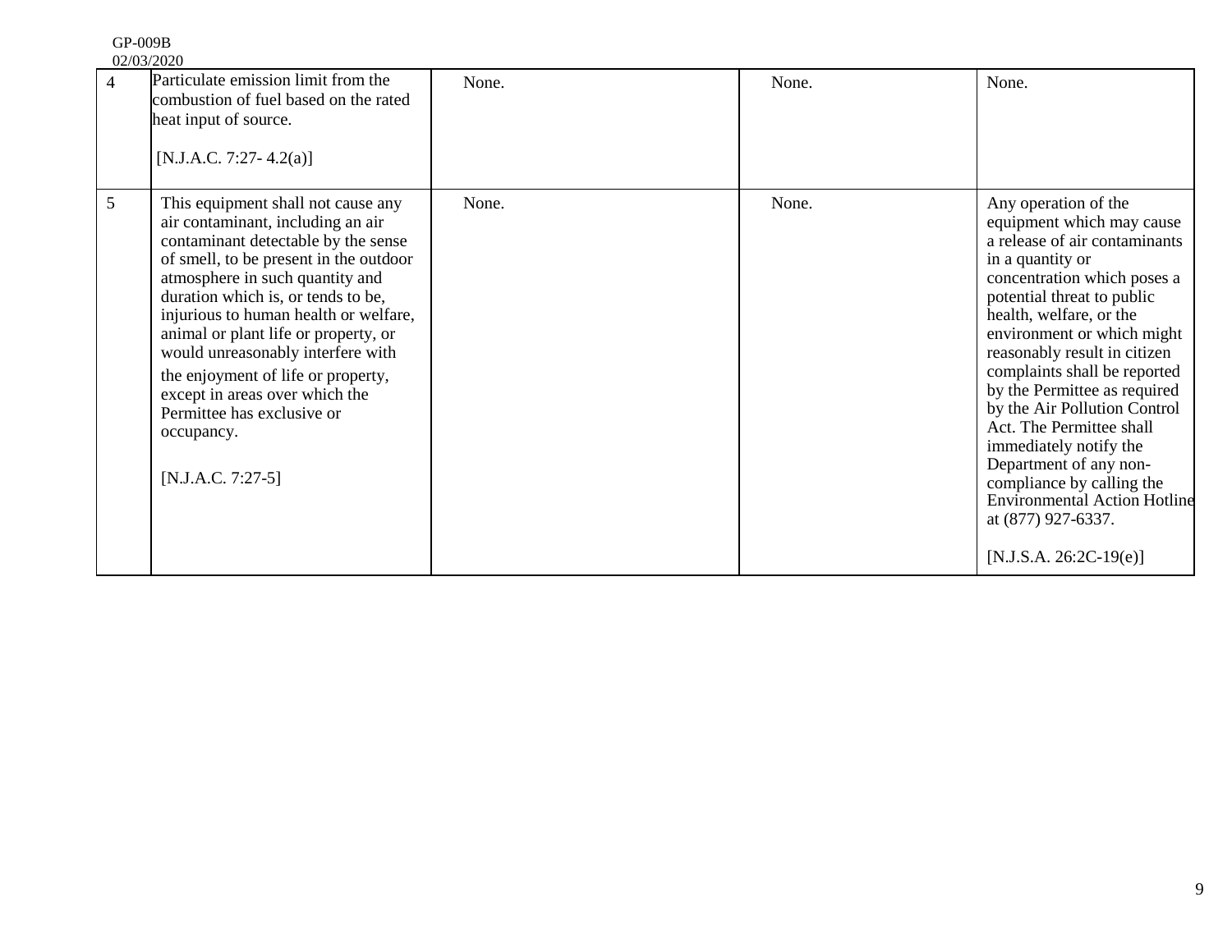| 4 | Particulate emission limit from the combustion of fuel based on the rated heat input of source.<br><br>[N.J.A.C. 7:27- 4.2(a)] | None. | None. | None. |
|---|---|---|---|---|
| 5 | This equipment shall not cause any air contaminant, including an air contaminant detectable by the sense of smell, to be present in the outdoor atmosphere in such quantity and duration which is, or tends to be, injurious to human health or welfare, animal or plant life or property, or would unreasonably interfere with the enjoyment of life or property, except in areas over which the Permittee has exclusive or occupancy.<br><br>[N.J.A.C. 7:27-5] | None. | None. | Any operation of the equipment which may cause a release of air contaminants in a quantity or concentration which poses a potential threat to public health, welfare, or the environment or which might reasonably result in citizen complaints shall be reported by the Permittee as required by the Air Pollution Control Act. The Permittee shall immediately notify the Department of any non-compliance by calling the Environmental Action Hotline at (877) 927-6337.<br><br>[N.J.S.A. 26:2C-19(e)] |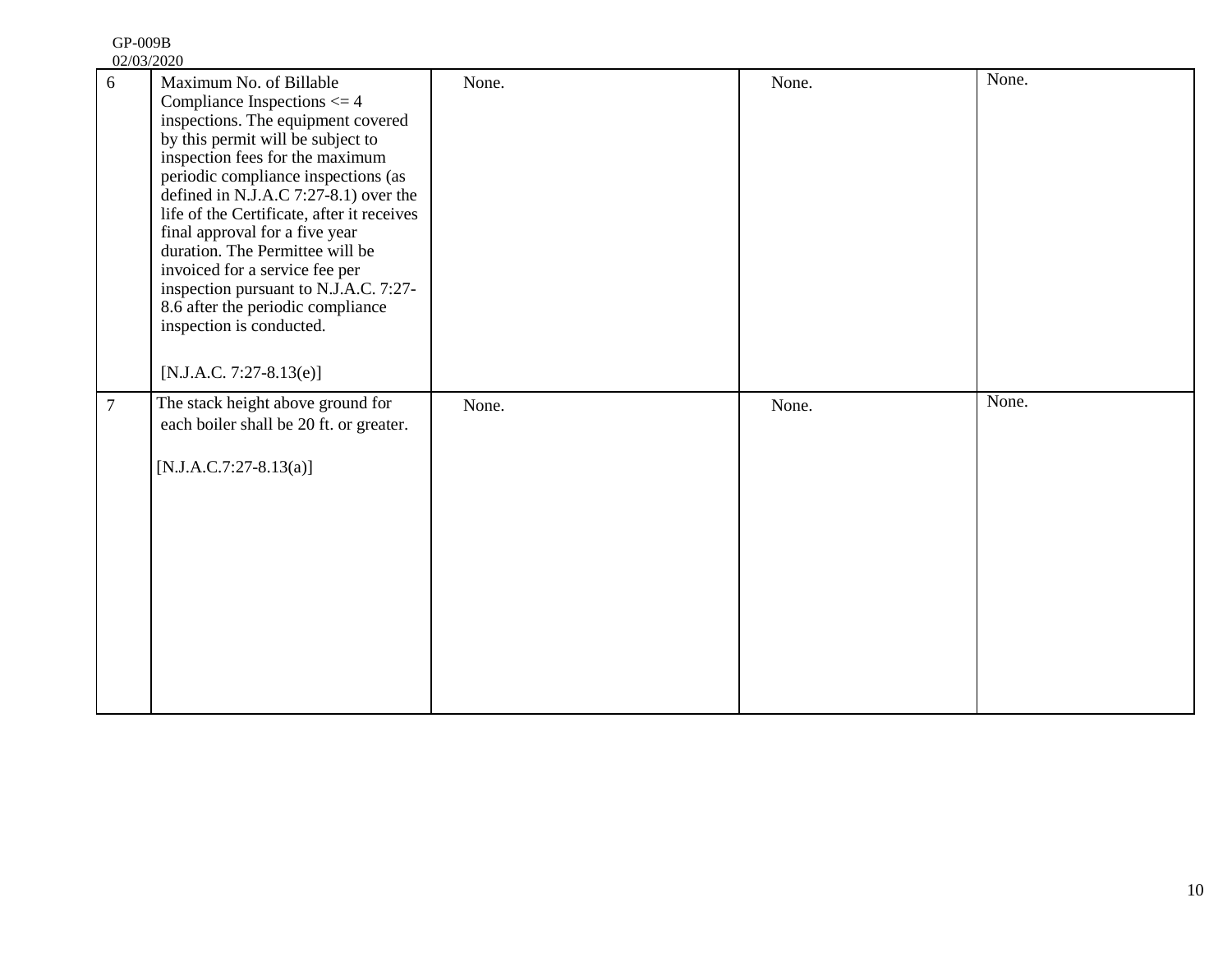| 6 | Maximum No. of Billable Compliance Inspections <= 4 inspections. The equipment covered by this permit will be subject to inspection fees for the maximum periodic compliance inspections (as defined in N.J.A.C 7:27-8.1) over the life of the Certificate, after it receives final approval for a five year duration. The Permittee will be invoiced for a service fee per inspection pursuant to N.J.A.C. 7:27-8.6 after the periodic compliance inspection is conducted.<br><br>[N.J.A.C. 7:27-8.13(e)] | None. | None. | None. |
|---|---|---|---|---|
| 7 | The stack height above ground for each boiler shall be 20 ft. or greater.<br><br>[N.J.A.C.7:27-8.13(a)] | None. | None. | None. |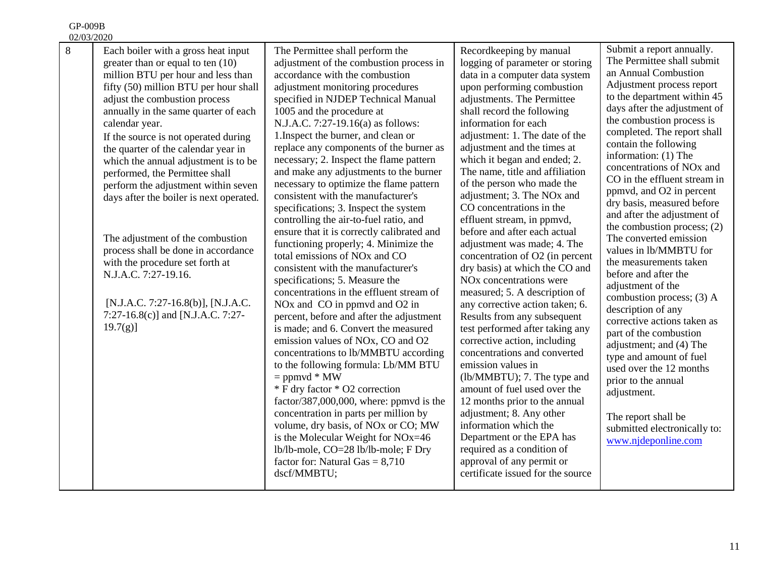| 8 | Each boiler with a gross heat input greater than or equal to ten (10) million BTU per hour and less than fifty (50) million BTU per hour shall adjust the combustion process annually in the same quarter of each calendar year.<br>If the source is not operated during the quarter of the calendar year in which the annual adjustment is to be performed, the Permittee shall perform the adjustment within seven days after the boiler is next operated.<br><br>The adjustment of the combustion process shall be done in accordance with the procedure set forth at N.J.A.C. 7:27-19.16.<br><br>[N.J.A.C. 7:27-16.8(b)], [N.J.A.C. 7:27-16.8(c)] and [N.J.A.C. 7:27-19.7(g)] | The Permittee shall perform the adjustment of the combustion process in accordance with the combustion adjustment monitoring procedures specified in NJDEP Technical Manual 1005 and the procedure at N.J.A.C. 7:27-19.16(a) as follows: 1.Inspect the burner, and clean or replace any components of the burner as necessary; 2. Inspect the flame pattern and make any adjustments to the burner necessary to optimize the flame pattern consistent with the manufacturer's specifications; 3. Inspect the system controlling the air-to-fuel ratio, and ensure that it is correctly calibrated and functioning properly; 4. Minimize the total emissions of NOx and CO consistent with the manufacturer's specifications; 5. Measure the concentrations in the effluent stream of NOx and CO in ppmvd and O2 in percent, before and after the adjustment is made; and 6. Convert the measured emission values of NOx, CO and O2 concentrations to lb/MMBTU according to the following formula: Lb/MM BTU = ppmvd * MW * F dry factor * O2 correction factor/387,000,000, where: ppmvd is the concentration in parts per million by volume, dry basis, of NOx or CO; MW is the Molecular Weight for NOx=46 lb/lb-mole, CO=28 lb/lb-mole; F Dry factor for: Natural Gas = 8,710 dscf/MMBTU; | Recordkeeping by manual logging of parameter or storing data in a computer data system upon performing combustion adjustments. The Permittee shall record the following information for each adjustment: 1. The date of the adjustment and the times at which it began and ended; 2. The name, title and affiliation of the person who made the adjustment; 3. The NOx and CO concentrations in the effluent stream, in ppmvd, before and after each actual adjustment was made; 4. The concentration of O2 (in percent dry basis) at which the CO and NOx concentrations were measured; 5. A description of any corrective action taken; 6. Results from any subsequent test performed after taking any corrective action, including concentrations and converted emission values in (lb/MMBTU); 7. The type and amount of fuel used over the 12 months prior to the annual adjustment; 8. Any other information which the Department or the EPA has required as a condition of approval of any permit or certificate issued for the source | Submit a report annually. The Permittee shall submit an Annual Combustion Adjustment process report to the department within 45 days after the adjustment of the combustion process is completed. The report shall contain the following information: (1) The concentrations of NOx and CO in the effluent stream in ppmvd, and O2 in percent dry basis, measured before and after the adjustment of the combustion process; (2) The converted emission values in lb/MMBTU for the measurements taken before and after the adjustment of the combustion process; (3) A description of any corrective actions taken as part of the combustion adjustment; and (4) The type and amount of fuel used over the 12 months prior to the annual adjustment.<br><br>The report shall be submitted electronically to: www.njdeponline.com |
|---|---|---|---|---|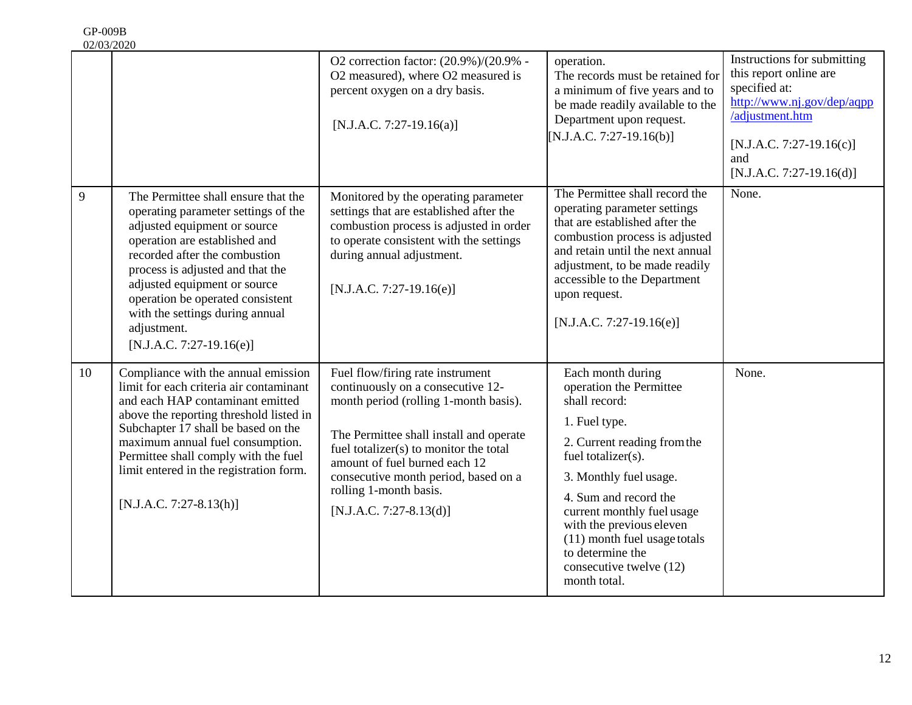| | | | | |
|---|---|---|---|---|
| | | $O_2$ correction factor: (20.9%)/(20.9% - $O_2$ measured), where $O_2$ measured is percent oxygen on a dry basis.<br><br>[N.J.A.C. 7:27-19.16(a)] | operation.<br>The records must be retained for a minimum of five years and to be made readily available to the Department upon request.<br>[N.J.A.C. 7:27-19.16(b)] | Instructions for submitting this report online are specified at: http://www.nj.gov/dep/aqpp/adjustment.htm<br><br>[N.J.A.C. 7:27-19.16(c)] and [N.J.A.C. 7:27-19.16(d)] |
| 9 | The Permittee shall ensure that the operating parameter settings of the adjusted equipment or source operation are established and recorded after the combustion process is adjusted and that the adjusted equipment or source operation be operated consistent with the settings during annual adjustment.<br>[N.J.A.C. 7:27-19.16(e)] | Monitored by the operating parameter settings that are established after the combustion process is adjusted in order to operate consistent with the settings during annual adjustment.<br><br>[N.J.A.C. 7:27-19.16(e)] | The Permittee shall record the operating parameter settings that are established after the combustion process is adjusted and retain until the next annual adjustment, to be made readily accessible to the Department upon request.<br><br>[N.J.A.C. 7:27-19.16(e)] | None. |
| 10 | Compliance with the annual emission limit for each criteria air contaminant and each HAP contaminant emitted above the reporting threshold listed in Subchapter 17 shall be based on the maximum annual fuel consumption. Permittee shall comply with the fuel limit entered in the registration form.<br><br>[N.J.A.C. 7:27-8.13(h)] | Fuel flow/firing rate instrument continuously on a consecutive 12-month period (rolling 1-month basis).<br><br>The Permittee shall install and operate fuel totalizer(s) to monitor the total amount of fuel burned each 12 consecutive month period, based on a rolling 1-month basis.<br>[N.J.A.C. 7:27-8.13(d)] | Each month during operation the Permittee shall record:<br>1. Fuel type.<br>2. Current reading from the fuel totalizer(s).<br>3. Monthly fuel usage.<br>4. Sum and record the current monthly fuel usage with the previous eleven (11) month fuel usage totals to determine the consecutive twelve (12) month total. | None. |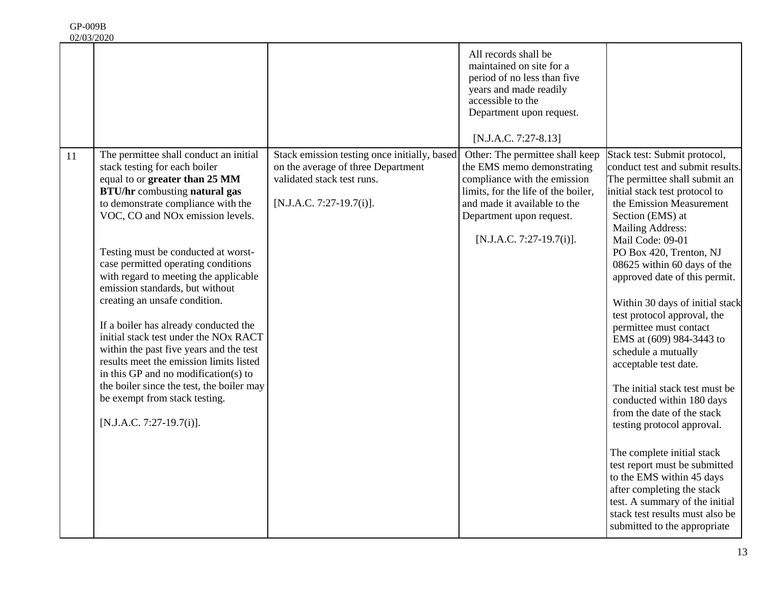| | | | | |
|---|---|---|---|---|
| | | | All records shall be maintained on site for a period of no less than five years and made readily accessible to the Department upon request.<br><br>[N.J.A.C. 7:27-8.13] | |
| 11 | The permittee shall conduct an initial stack testing for each boiler equal to or **greater than 25 MM BTU/hr** combusting **natural gas** to demonstrate compliance with the VOC, CO and NOx emission levels.<br><br>Testing must be conducted at worst-case permitted operating conditions with regard to meeting the applicable emission standards, but without creating an unsafe condition.<br><br>If a boiler has already conducted the initial stack test under the NOx RACT within the past five years and the test results meet the emission limits listed in this GP and no modification(s) to the boiler since the test, the boiler may be exempt from stack testing.<br><br>[N.J.A.C. 7:27-19.7(i)]. | Stack emission testing once initially, based on the average of three Department validated stack test runs.<br><br>[N.J.A.C. 7:27-19.7(i)]. | Other: The permittee shall keep the EMS memo demonstrating compliance with the emission limits, for the life of the boiler, and made it available to the Department upon request.<br><br>[N.J.A.C. 7:27-19.7(i)]. | Stack test: Submit protocol, conduct test and submit results. The permittee shall submit an initial stack test protocol to the Emission Measurement Section (EMS) at Mailing Address: Mail Code: 09-01 PO Box 420, Trenton, NJ 08625 within 60 days of the approved date of this permit.<br><br>Within 30 days of initial stack test protocol approval, the permittee must contact EMS at (609) 984-3443 to schedule a mutually acceptable test date.<br><br>The initial stack test must be conducted within 180 days from the date of the stack testing protocol approval.<br><br>The complete initial stack test report must be submitted to the EMS within 45 days after completing the stack test. A summary of the initial stack test results must also be submitted to the appropriate |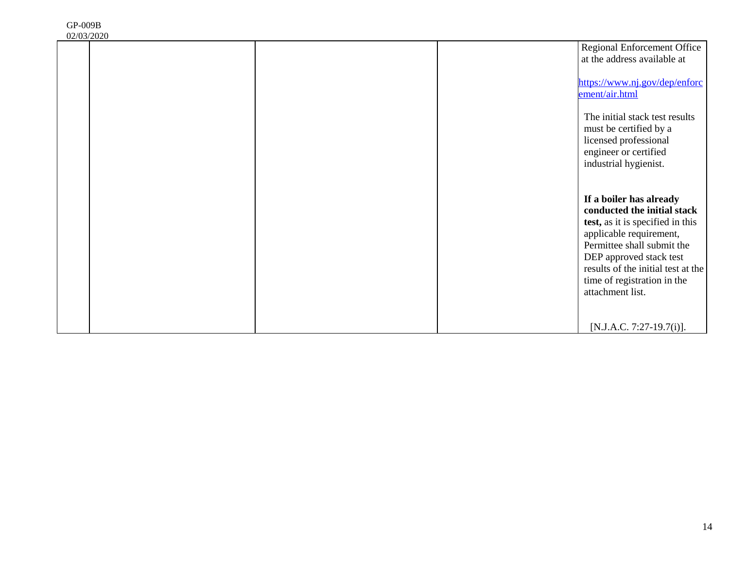| | | | | |
|---|---|---|---|---|
| | | | | Regional Enforcement Office at the address available at<br><br>https://www.nj.gov/dep/enforcement/air.html<br><br>The initial stack test results must be certified by a licensed professional engineer or certified industrial hygienist.<br><br>**If a boiler has already conducted the initial stack test,** as it is specified in this applicable requirement, Permittee shall submit the DEP approved stack test results of the initial test at the time of registration in the attachment list.<br><br>[N.J.A.C. 7:27-19.7(i)]. |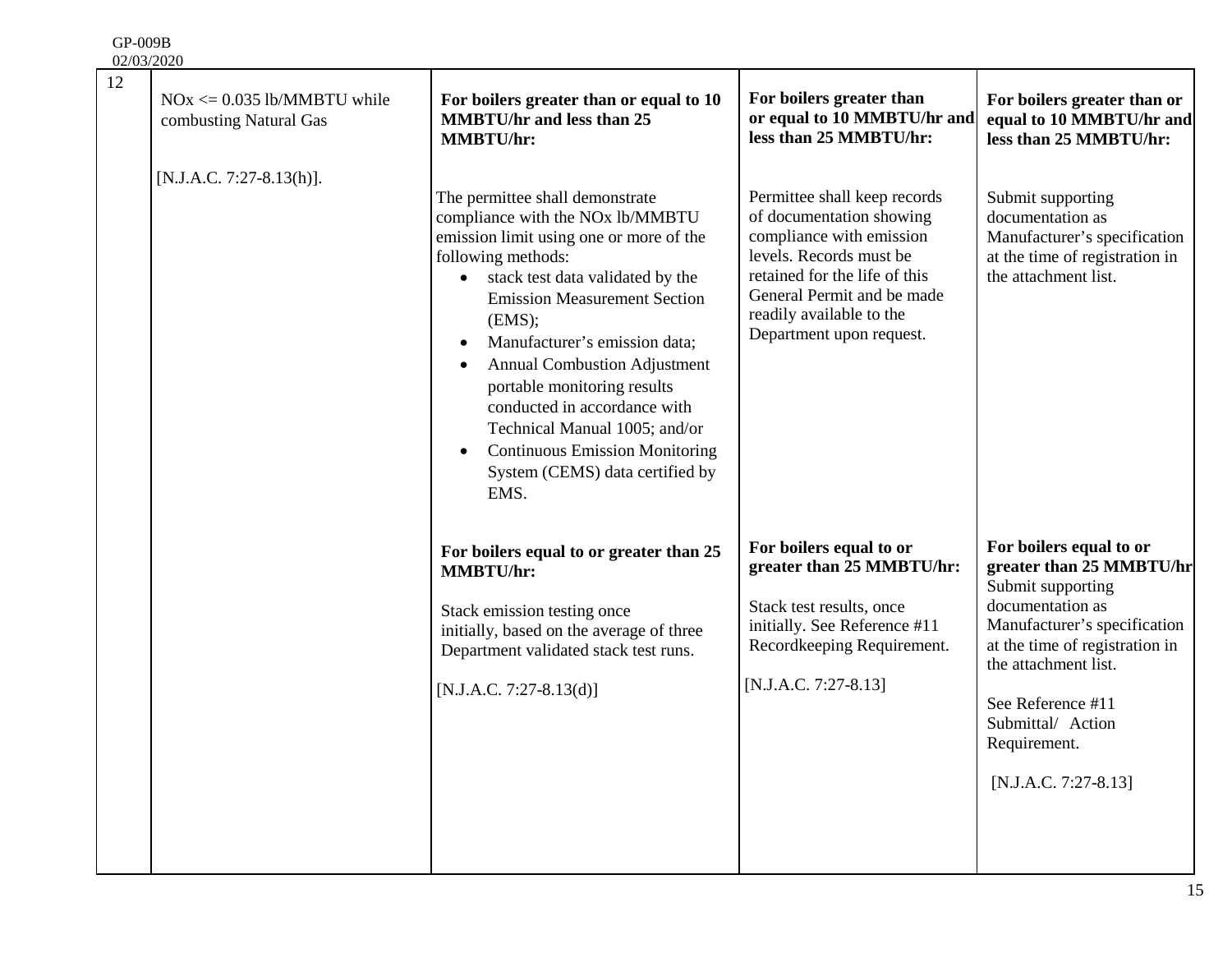| | | | | |
|---|---|---|---|---|
| 12 | NOx <= 0.035 lb/MMBTU while combusting Natural Gas<br><br>[N.J.A.C. 7:27-8.13(h)]. | **For boilers greater than or equal to 10 MMBTU/hr and less than 25 MMBTU/hr:**<br><br>The permittee shall demonstrate compliance with the NOx lb/MMBTU emission limit using one or more of the following methods:<br>• stack test data validated by the Emission Measurement Section (EMS);<br>• Manufacturer's emission data;<br>• Annual Combustion Adjustment portable monitoring results conducted in accordance with Technical Manual 1005; and/or<br>• Continuous Emission Monitoring System (CEMS) data certified by EMS.<br><br>**For boilers equal to or greater than 25 MMBTU/hr:**<br><br>Stack emission testing once initially, based on the average of three Department validated stack test runs.<br><br>[N.J.A.C. 7:27-8.13(d)] | **For boilers greater than or equal to 10 MMBTU/hr and less than 25 MMBTU/hr:**<br><br>Permittee shall keep records of documentation showing compliance with emission levels. Records must be retained for the life of this General Permit and be made readily available to the Department upon request.<br><br>**For boilers equal to or greater than 25 MMBTU/hr:**<br><br>Stack test results, once initially. See Reference #11 Recordkeeping Requirement.<br><br>[N.J.A.C. 7:27-8.13] | **For boilers greater than or equal to 10 MMBTU/hr and less than 25 MMBTU/hr:**<br><br>Submit supporting documentation as Manufacturer's specification at the time of registration in the attachment list.<br><br>**For boilers equal to or greater than 25 MMBTU/hr**<br>Submit supporting documentation as Manufacturer's specification at the time of registration in the attachment list.<br><br>See Reference #11 Submittal/ Action Requirement.<br><br>[N.J.A.C. 7:27-8.13] |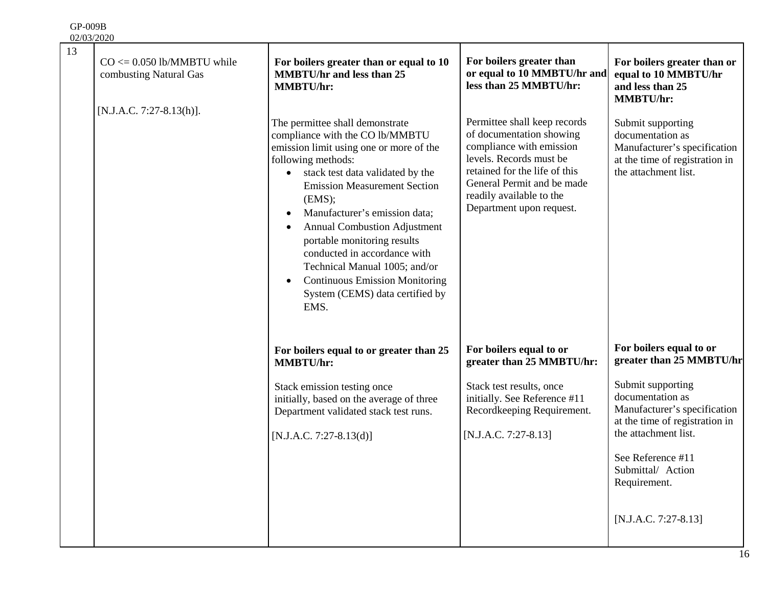| 13 | CO <= 0.050 lb/MMBTU while combusting Natural Gas<br><br>[N.J.A.C. 7:27-8.13(h)]. | **For boilers greater than or equal to 10 MMBTU/hr and less than 25 MMBTU/hr:**<br><br>The permittee shall demonstrate compliance with the CO lb/MMBTU emission limit using one or more of the following methods:<br>• stack test data validated by the Emission Measurement Section (EMS);<br>• Manufacturer's emission data;<br>• Annual Combustion Adjustment portable monitoring results conducted in accordance with Technical Manual 1005; and/or<br>• Continuous Emission Monitoring System (CEMS) data certified by EMS.<br><br>**For boilers equal to or greater than 25 MMBTU/hr:**<br><br>Stack emission testing once initially, based on the average of three Department validated stack test runs.<br><br>[N.J.A.C. 7:27-8.13(d)] | **For boilers greater than or equal to 10 MMBTU/hr and less than 25 MMBTU/hr:**<br><br>Permittee shall keep records of documentation showing compliance with emission levels. Records must be retained for the life of this General Permit and be made readily available to the Department upon request.<br><br>**For boilers equal to or greater than 25 MMBTU/hr:**<br><br>Stack test results, once initially. See Reference #11 Recordkeeping Requirement.<br><br>[N.J.A.C. 7:27-8.13] | **For boilers greater than or equal to 10 MMBTU/hr and less than 25 MMBTU/hr:**<br><br>Submit supporting documentation as Manufacturer's specification at the time of registration in the attachment list.<br><br>**For boilers equal to or greater than 25 MMBTU/hr**<br><br>Submit supporting documentation as Manufacturer's specification at the time of registration in the attachment list.<br><br>See Reference #11 Submittal/ Action Requirement.<br><br>[N.J.A.C. 7:27-8.13] |
|---|---|---|---|---|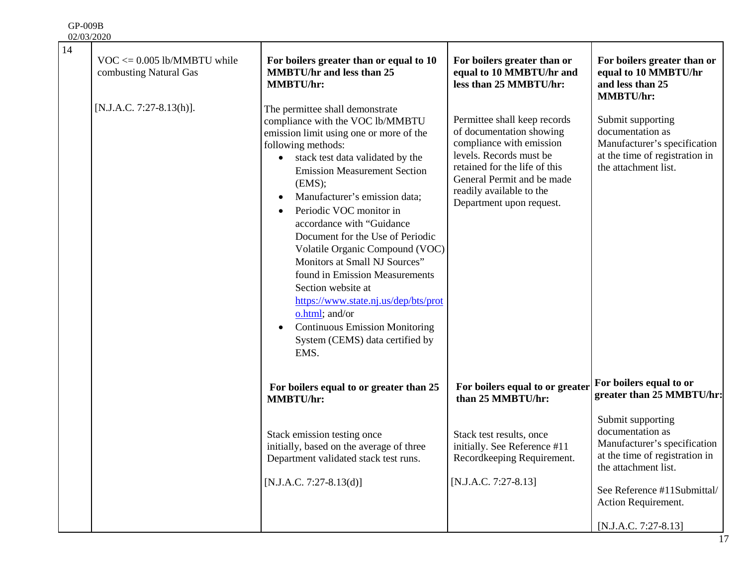| 14 | VOC <= 0.005 lb/MMBTU while combusting Natural Gas<br><br>[N.J.A.C. 7:27-8.13(h)]. | **For boilers greater than or equal to 10 MMBTU/hr and less than 25 MMBTU/hr:**<br><br>The permittee shall demonstrate compliance with the VOC lb/MMBTU emission limit using one or more of the following methods:<br>• stack test data validated by the Emission Measurement Section (EMS);<br>• Manufacturer's emission data;<br>• Periodic VOC monitor in accordance with "Guidance Document for the Use of Periodic Volatile Organic Compound (VOC) Monitors at Small NJ Sources" found in Emission Measurements Section website at https://www.state.nj.us/dep/bts/proto.html; and/or<br>• Continuous Emission Monitoring System (CEMS) data certified by EMS. | **For boilers greater than or equal to 10 MMBTU/hr and less than 25 MMBTU/hr:**<br><br>Permittee shall keep records of documentation showing compliance with emission levels. Records must be retained for the life of this General Permit and be made readily available to the Department upon request. | **For boilers greater than or equal to 10 MMBTU/hr and less than 25 MMBTU/hr:**<br><br>Submit supporting documentation as Manufacturer's specification at the time of registration in the attachment list. |
|---|---|---|---|---|
| | | **For boilers equal to or greater than 25 MMBTU/hr:**<br><br>Stack emission testing once initially, based on the average of three Department validated stack test runs.<br><br>[N.J.A.C. 7:27-8.13(d)] | **For boilers equal to or greater than 25 MMBTU/hr:**<br><br>Stack test results, once initially. See Reference #11 Recordkeeping Requirement.<br><br>[N.J.A.C. 7:27-8.13] | **For boilers equal to or greater than 25 MMBTU/hr:**<br><br>Submit supporting documentation as Manufacturer's specification at the time of registration in the attachment list.<br><br>See Reference #11Submittal/ Action Requirement.<br><br>[N.J.A.C. 7:27-8.13] |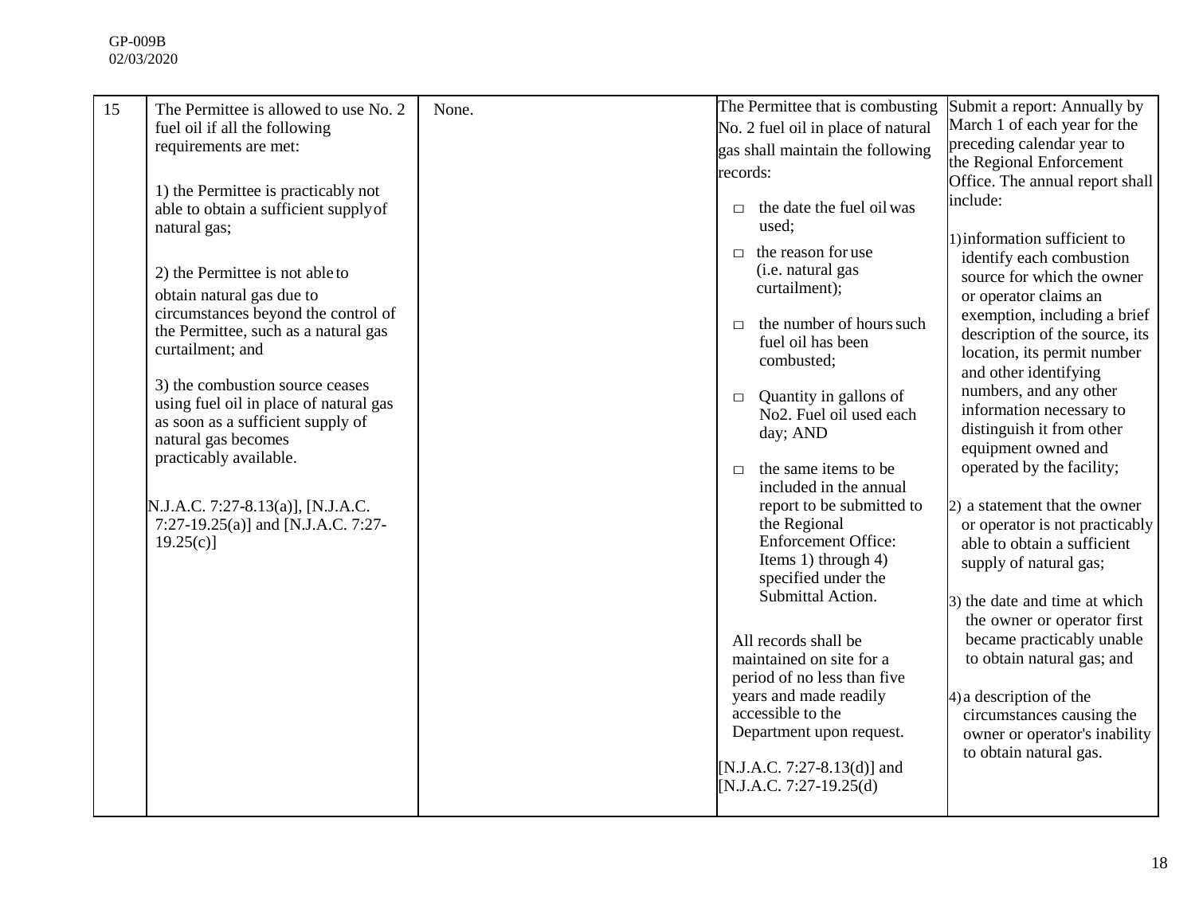| 15 | The Permittee is allowed to use No. 2 fuel oil if all the following requirements are met:<br><br>1) the Permittee is practicably not able to obtain a sufficient supply of natural gas;<br><br>2) the Permittee is not able to obtain natural gas due to circumstances beyond the control of the Permittee, such as a natural gas curtailment; and<br><br>3) the combustion source ceases using fuel oil in place of natural gas as soon as a sufficient supply of natural gas becomes practicably available.<br><br>N.J.A.C. 7:27-8.13(a)], [N.J.A.C. 7:27-19.25(a)] and [N.J.A.C. 7:27-19.25(c)] | None. | The Permittee that is combusting No. 2 fuel oil in place of natural gas shall maintain the following records:<br><br>□ the date the fuel oil was used;<br>□ the reason for use (i.e. natural gas curtailment);<br>□ the number of hours such fuel oil has been combusted;<br>□ Quantity in gallons of No2. Fuel oil used each day; AND<br>□ the same items to be included in the annual report to be submitted to the Regional Enforcement Office: Items 1) through 4) specified under the Submittal Action.<br><br>All records shall be maintained on site for a period of no less than five years and made readily accessible to the Department upon request.<br><br>[N.J.A.C. 7:27-8.13(d)] and [N.J.A.C. 7:27-19.25(d) | Submit a report: Annually by March 1 of each year for the preceding calendar year to the Regional Enforcement Office. The annual report shall include:<br><br>1) information sufficient to identify each combustion source for which the owner or operator claims an exemption, including a brief description of the source, its location, its permit number and other identifying numbers, and any other information necessary to distinguish it from other equipment owned and operated by the facility;<br><br>2) a statement that the owner or operator is not practicably able to obtain a sufficient supply of natural gas;<br><br>3) the date and time at which the owner or operator first became practicably unable to obtain natural gas; and<br><br>4) a description of the circumstances causing the owner or operator's inability to obtain natural gas. |
|---|---|---|---|---|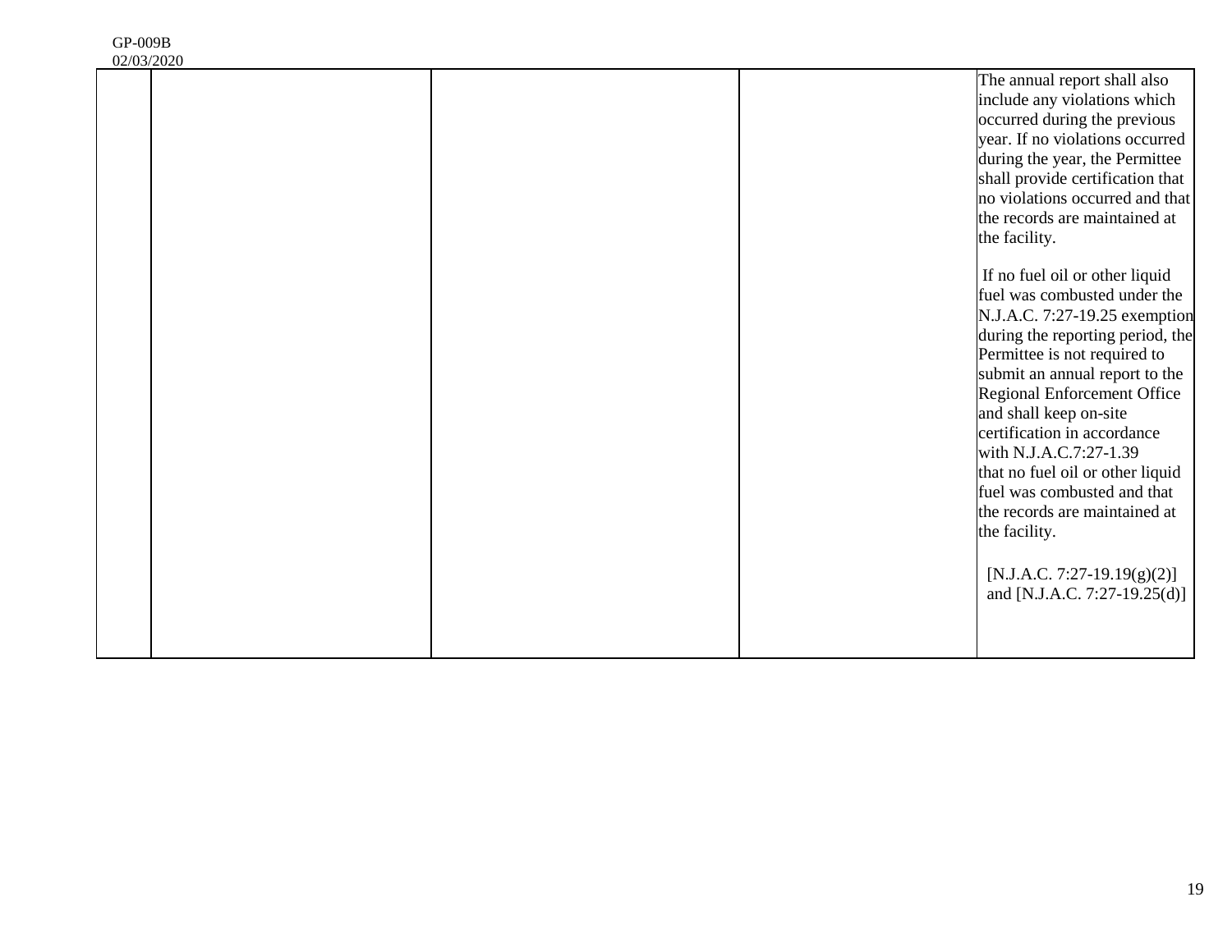| | | | | |
|---|---|---|---|---|
| | | | | The annual report shall also include any violations which occurred during the previous year. If no violations occurred during the year, the Permittee shall provide certification that no violations occurred and that the records are maintained at the facility.<br><br>If no fuel oil or other liquid fuel was combusted under the N.J.A.C. 7:27-19.25 exemption during the reporting period, the Permittee is not required to submit an annual report to the Regional Enforcement Office and shall keep on-site certification in accordance with N.J.A.C.7:27-1.39 that no fuel oil or other liquid fuel was combusted and that the records are maintained at the facility.<br><br>[N.J.A.C. 7:27-19.19(g)(2)] and [N.J.A.C. 7:27-19.25(d)] |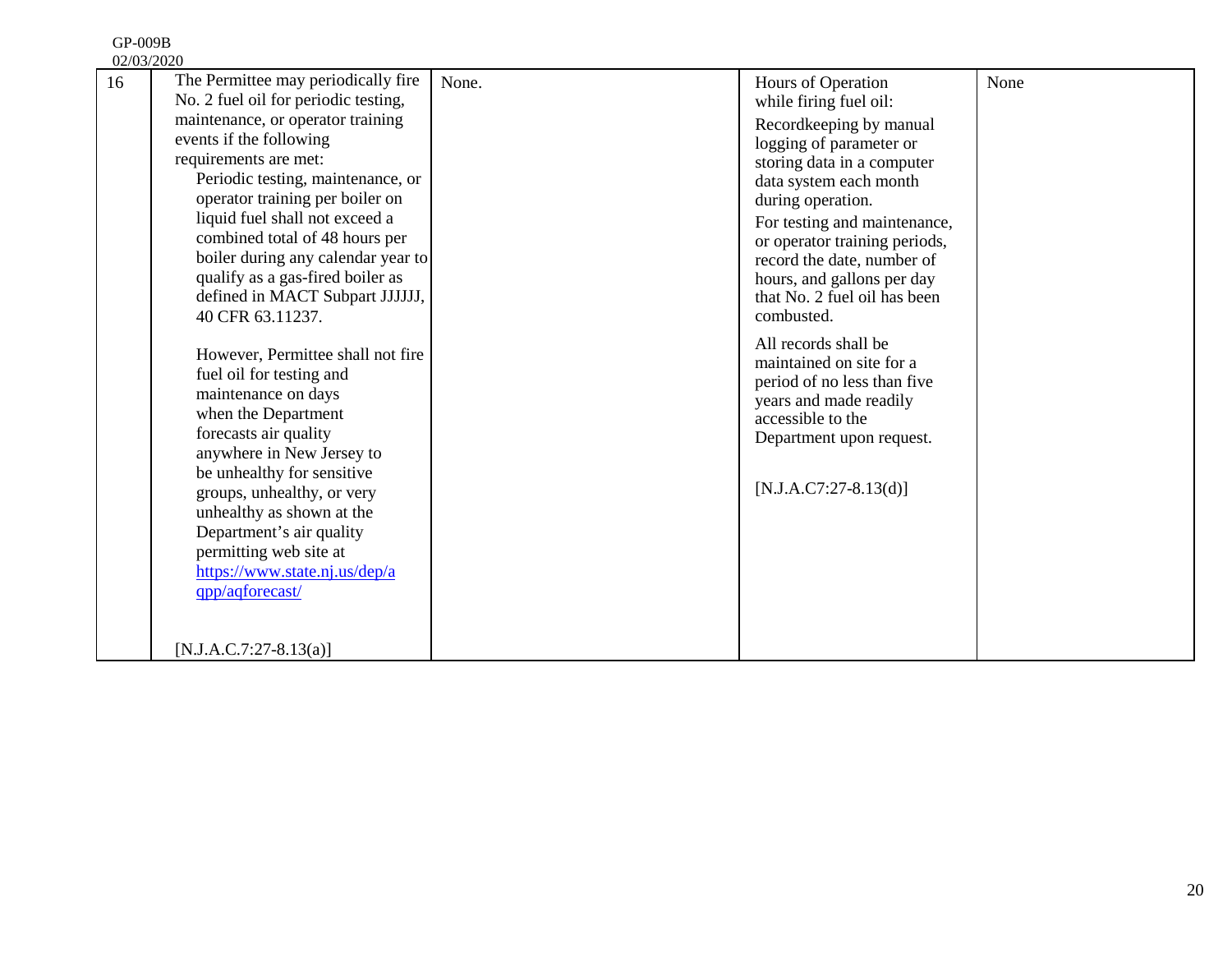| 16 | The Permittee may periodically fire No. 2 fuel oil for periodic testing, maintenance, or operator training events if the following requirements are met:<br>Periodic testing, maintenance, or operator training per boiler on liquid fuel shall not exceed a combined total of 48 hours per boiler during any calendar year to qualify as a gas-fired boiler as defined in MACT Subpart JJJJJJ, 40 CFR 63.11237.<br><br>However, Permittee shall not fire fuel oil for testing and maintenance on days when the Department forecasts air quality anywhere in New Jersey to be unhealthy for sensitive groups, unhealthy, or very unhealthy as shown at the Department's air quality permitting web site at https://www.state.nj.us/dep/aqpp/aqforecast/<br><br>[N.J.A.C.7:27-8.13(a)] | None. | Hours of Operation while firing fuel oil:<br>Recordkeeping by manual logging of parameter or storing data in a computer data system each month during operation.<br>For testing and maintenance, or operator training periods, record the date, number of hours, and gallons per day that No. 2 fuel oil has been combusted.<br>All records shall be maintained on site for a period of no less than five years and made readily accessible to the Department upon request.<br><br>[N.J.A.C7:27-8.13(d)] | None |
|---|---|---|---|---|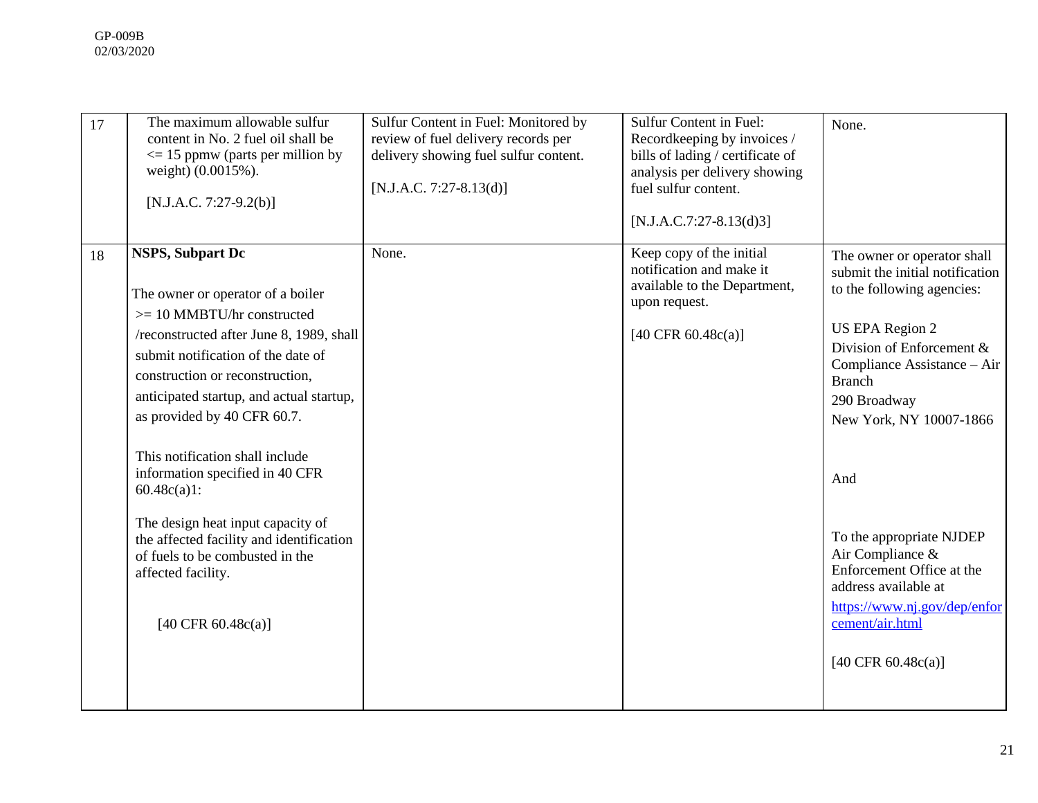| 17 | The maximum allowable sulfur content in No. 2 fuel oil shall be <= 15 ppmw (parts per million by weight) (0.0015%).<br><br>[N.J.A.C. 7:27-9.2(b)] | Sulfur Content in Fuel: Monitored by review of fuel delivery records per delivery showing fuel sulfur content.<br><br>[N.J.A.C. 7:27-8.13(d)] | Sulfur Content in Fuel: Recordkeeping by invoices / bills of lading / certificate of analysis per delivery showing fuel sulfur content.<br><br>[N.J.A.C.7:27-8.13(d)3] | None. |
|---|---|---|---|---|
| 18 | **NSPS, Subpart Dc**<br><br>The owner or operator of a boiler >= 10 MMBTU/hr constructed /reconstructed after June 8, 1989, shall submit notification of the date of construction or reconstruction, anticipated startup, and actual startup, as provided by 40 CFR 60.7.<br><br>This notification shall include information specified in 40 CFR 60.48c(a)1:<br><br>The design heat input capacity of the affected facility and identification of fuels to be combusted in the affected facility.<br><br>[40 CFR 60.48c(a)] | None. | Keep copy of the initial notification and make it available to the Department, upon request.<br><br>[40 CFR 60.48c(a)] | The owner or operator shall submit the initial notification to the following agencies:<br><br>US EPA Region 2<br>Division of Enforcement & Compliance Assistance – Air Branch<br>290 Broadway<br>New York, NY 10007-1866<br><br>And<br><br>To the appropriate NJDEP Air Compliance & Enforcement Office at the address available at https://www.nj.gov/dep/enforcement/air.html<br><br>[40 CFR 60.48c(a)] |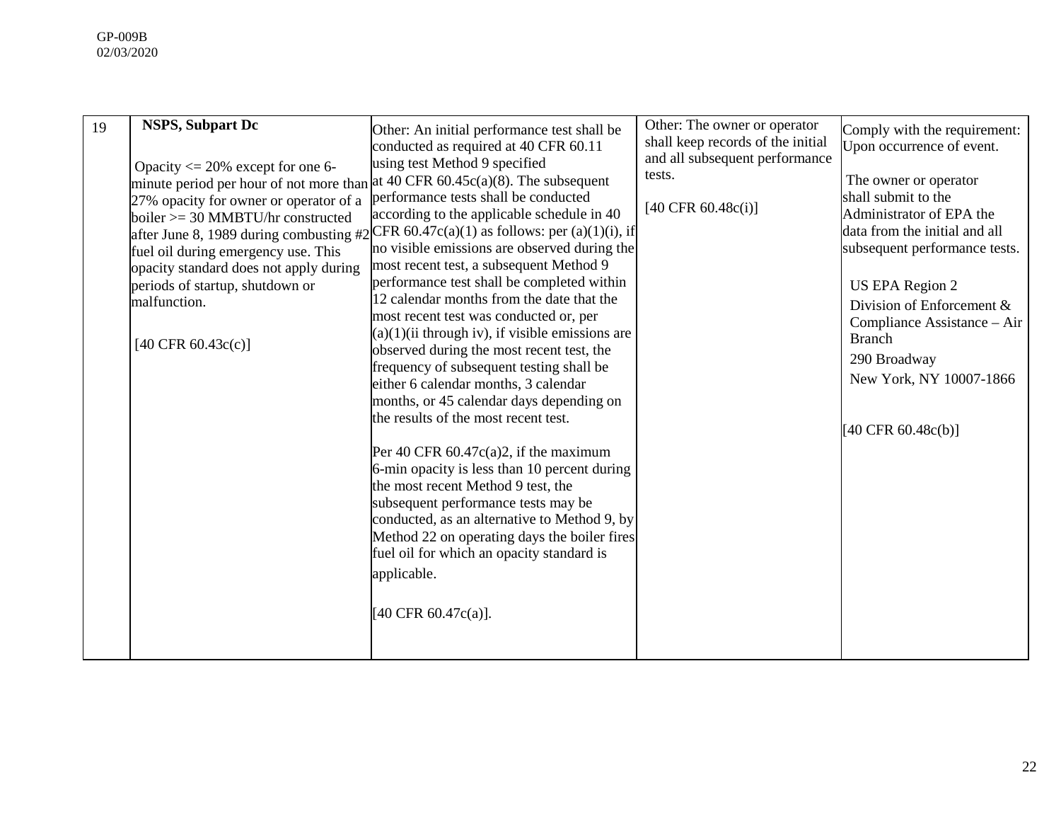| 19 | **NSPS, Subpart Dc**<br><br>Opacity <= 20% except for one 6-minute period per hour of not more than 27% opacity for owner or operator of a boiler >= 30 MMBTU/hr constructed after June 8, 1989 during combusting #2 fuel oil during emergency use. This opacity standard does not apply during periods of startup, shutdown or malfunction.<br><br>[40 CFR 60.43c(c)] | Other: An initial performance test shall be conducted as required at 40 CFR 60.11 using test Method 9 specified at 40 CFR 60.45c(a)(8). The subsequent performance tests shall be conducted according to the applicable schedule in 40 CFR 60.47c(a)(1) as follows: per (a)(1)(i), if no visible emissions are observed during the most recent test, a subsequent Method 9 performance test shall be completed within 12 calendar months from the date that the most recent test was conducted or, per (a)(1)(ii through iv), if visible emissions are observed during the most recent test, the frequency of subsequent testing shall be either 6 calendar months, 3 calendar months, or 45 calendar days depending on the results of the most recent test.<br><br>Per 40 CFR 60.47c(a)2, if the maximum 6-min opacity is less than 10 percent during the most recent Method 9 test, the subsequent performance tests may be conducted, as an alternative to Method 9, by Method 22 on operating days the boiler fires fuel oil for which an opacity standard is applicable.<br><br>[40 CFR 60.47c(a)]. | Other: The owner or operator shall keep records of the initial and all subsequent performance tests.<br><br>[40 CFR 60.48c(i)] | Comply with the requirement: Upon occurrence of event.<br><br>The owner or operator shall submit to the Administrator of EPA the data from the initial and all subsequent performance tests.<br><br>US EPA Region 2<br>Division of Enforcement & Compliance Assistance – Air Branch<br>290 Broadway<br>New York, NY 10007-1866<br><br>[40 CFR 60.48c(b)] |
|---|---|---|---|---|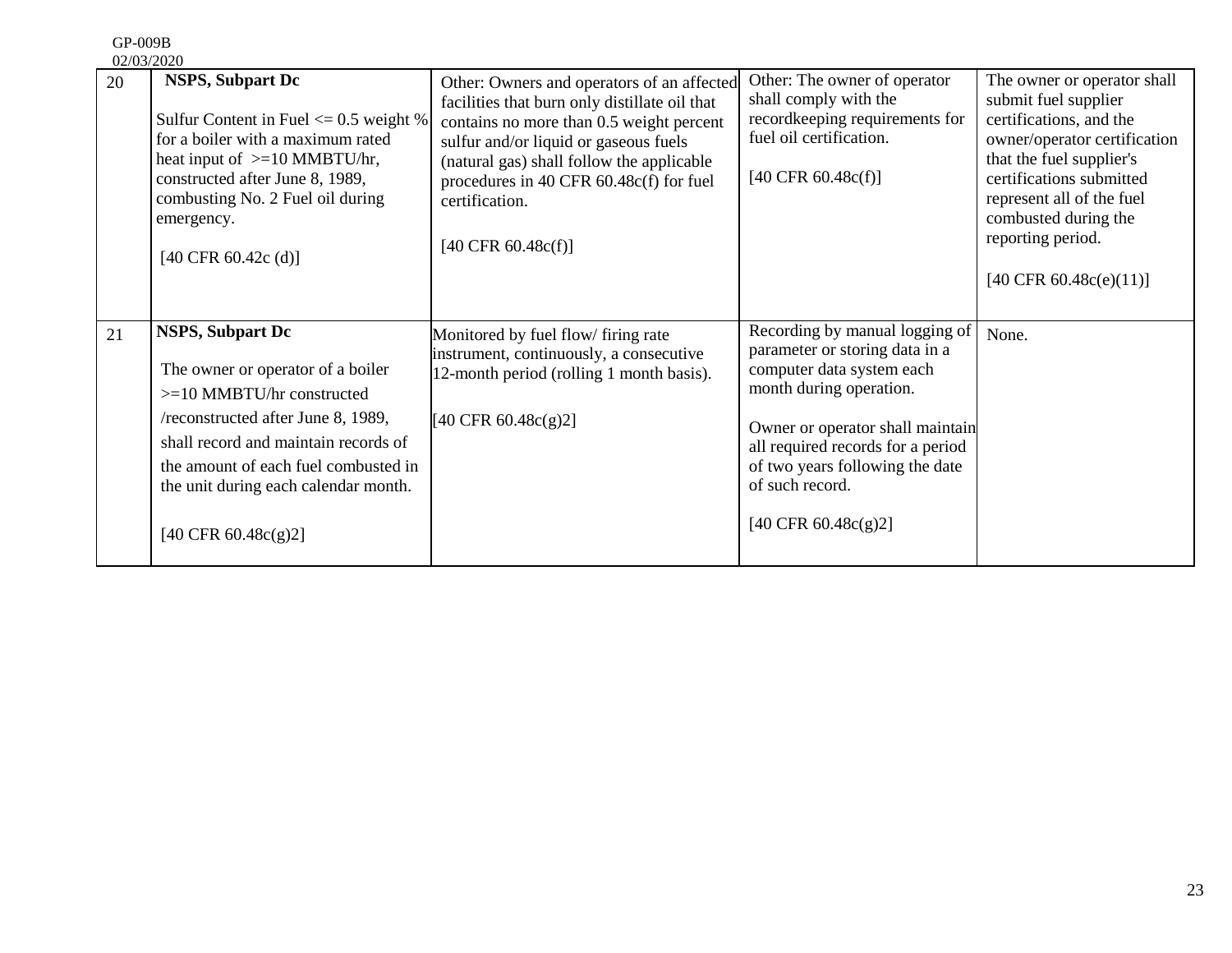| | | | | |
|---|---|---|---|---|
| 20 | **NSPS, Subpart Dc**<br><br>Sulfur Content in Fuel <= 0.5 weight % for a boiler with a maximum rated heat input of >=10 MMBTU/hr, constructed after June 8, 1989, combusting No. 2 Fuel oil during emergency.<br><br>[40 CFR 60.42c (d)] | Other: Owners and operators of an affected facilities that burn only distillate oil that contains no more than 0.5 weight percent sulfur and/or liquid or gaseous fuels (natural gas) shall follow the applicable procedures in 40 CFR 60.48c(f) for fuel certification.<br><br>[40 CFR 60.48c(f)] | Other: The owner of operator shall comply with the recordkeeping requirements for fuel oil certification.<br><br>[40 CFR 60.48c(f)] | The owner or operator shall submit fuel supplier certifications, and the owner/operator certification that the fuel supplier's certifications submitted represent all of the fuel combusted during the reporting period.<br><br>[40 CFR 60.48c(e)(11)] |
| 21 | **NSPS, Subpart Dc**<br><br>The owner or operator of a boiler >=10 MMBTU/hr constructed /reconstructed after June 8, 1989, shall record and maintain records of the amount of each fuel combusted in the unit during each calendar month.<br><br>[40 CFR 60.48c(g)2] | Monitored by fuel flow/ firing rate instrument, continuously, a consecutive 12-month period (rolling 1 month basis).<br><br>[40 CFR 60.48c(g)2] | Recording by manual logging of parameter or storing data in a computer data system each month during operation.<br><br>Owner or operator shall maintain all required records for a period of two years following the date of such record.<br><br>[40 CFR 60.48c(g)2] | None. |